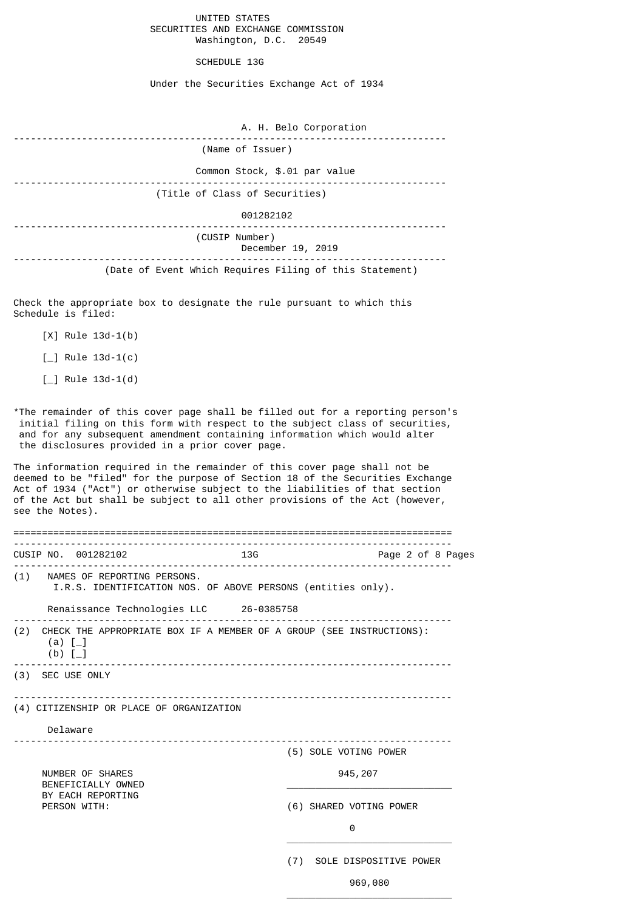UNITED STATES
SECURITIES AND EXCHANGE COMMISSION
Washington, D.C. 20549

SCHEDULE 13G

Under the Securities Exchange Act of 1934

A. H. Belo Corporation

(Name of Issuer)

Common Stock, $.01 par value

(Title of Class of Securities)

001282102

(CUSIP Number)

December 19, 2019

(Date of Event Which Requires Filing of this Statement)

Check the appropriate box to designate the rule pursuant to which this Schedule is filed:

[X] Rule 13d-1(b)

[_] Rule 13d-1(c)

[_] Rule 13d-1(d)

*The remainder of this cover page shall be filled out for a reporting person's initial filing on this form with respect to the subject class of securities, and for any subsequent amendment containing information which would alter the disclosures provided in a prior cover page.

The information required in the remainder of this cover page shall not be deemed to be "filed" for the purpose of Section 18 of the Securities Exchange Act of 1934 ("Act") or otherwise subject to the liabilities of that section of the Act but shall be subject to all other provisions of the Act (however, see the Notes).

CUSIP NO. 001282102 13G

(1) NAMES OF REPORTING PERSONS.
I.R.S. IDENTIFICATION NOS. OF ABOVE PERSONS (entities only).

Renaissance Technologies LLC 26-0385758

(2) CHECK THE APPROPRIATE BOX IF A MEMBER OF A GROUP (SEE INSTRUCTIONS):
(a) [_]
(b) [_]

(3) SEC USE ONLY

(4) CITIZENSHIP OR PLACE OF ORGANIZATION

Delaware

| NUMBER OF SHARES BENEFICIALLY OWNED BY EACH REPORTING PERSON WITH: | |
|---|---|
| | (5) SOLE VOTING POWER<br>945,207 |
| | (6) SHARED VOTING POWER<br>0 |
| | (7) SOLE DISPOSITIVE POWER<br>969,080 |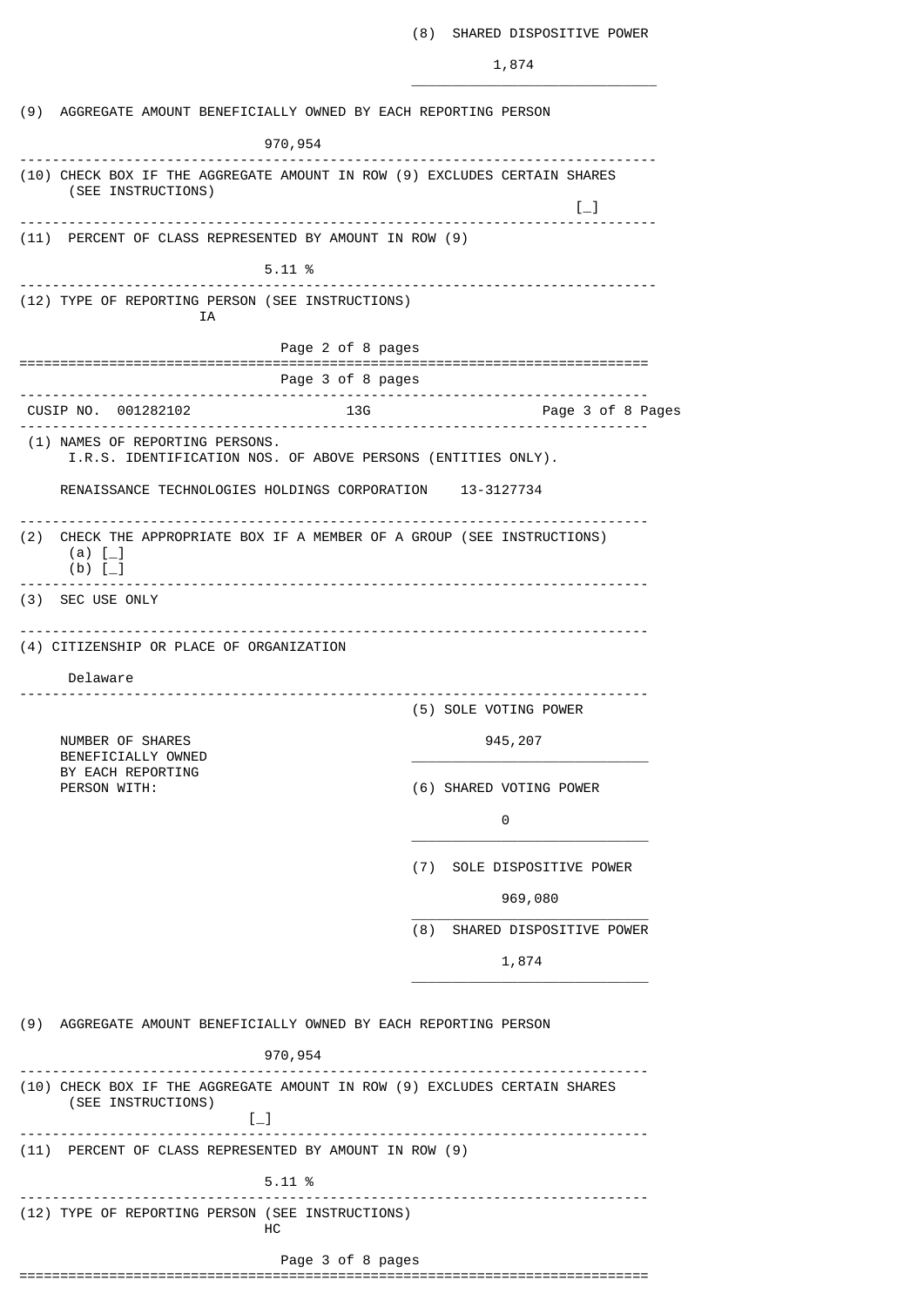(8) SHARED DISPOSITIVE POWER

1,874

(9) AGGREGATE AMOUNT BENEFICIALLY OWNED BY EACH REPORTING PERSON

970,954

(10) CHECK BOX IF THE AGGREGATE AMOUNT IN ROW (9) EXCLUDES CERTAIN SHARES (SEE INSTRUCTIONS)

[_]

(11) PERCENT OF CLASS REPRESENTED BY AMOUNT IN ROW (9)

5.11 %

(12) TYPE OF REPORTING PERSON (SEE INSTRUCTIONS)

IA

---

CUSIP NO. 001282102 13G

(1) NAMES OF REPORTING PERSONS.
I.R.S. IDENTIFICATION NOS. OF ABOVE PERSONS (ENTITIES ONLY).

RENAISSANCE TECHNOLOGIES HOLDINGS CORPORATION 13-3127734

(2) CHECK THE APPROPRIATE BOX IF A MEMBER OF A GROUP (SEE INSTRUCTIONS)
(a) [_]
(b) [_]

(3) SEC USE ONLY

(4) CITIZENSHIP OR PLACE OF ORGANIZATION

Delaware

NUMBER OF SHARES BENEFICIALLY OWNED BY EACH REPORTING PERSON WITH:

(5) SOLE VOTING POWER

945,207

(6) SHARED VOTING POWER

0

(7) SOLE DISPOSITIVE POWER

969,080

(8) SHARED DISPOSITIVE POWER

1,874

(9) AGGREGATE AMOUNT BENEFICIALLY OWNED BY EACH REPORTING PERSON

970,954

(10) CHECK BOX IF THE AGGREGATE AMOUNT IN ROW (9) EXCLUDES CERTAIN SHARES (SEE INSTRUCTIONS)

[_]

(11) PERCENT OF CLASS REPRESENTED BY AMOUNT IN ROW (9)

5.11 %

(12) TYPE OF REPORTING PERSON (SEE INSTRUCTIONS)

HC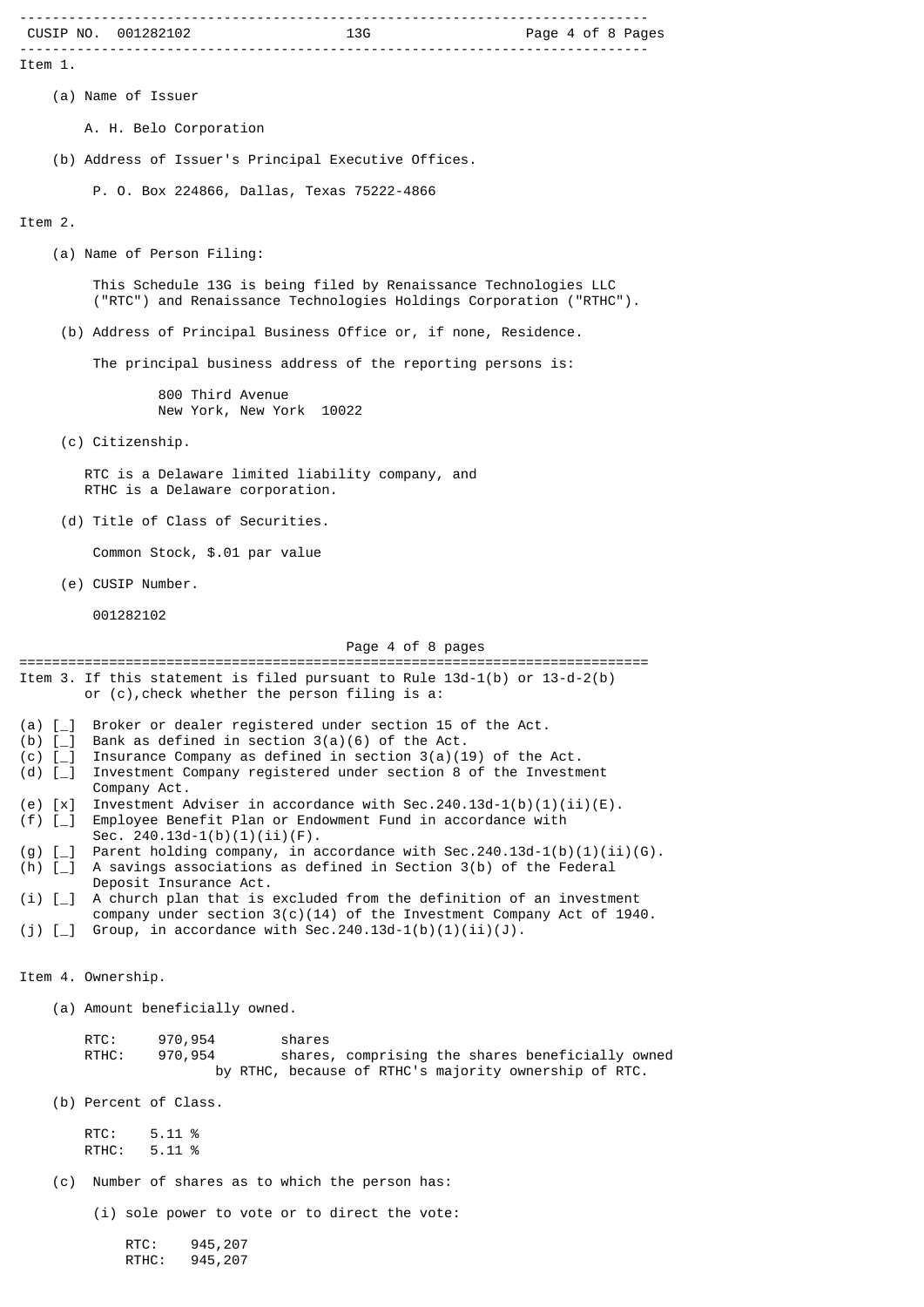CUSIP NO. 001282102 13G

Item 1.

(a) Name of Issuer

A. H. Belo Corporation

(b) Address of Issuer's Principal Executive Offices.

P. O. Box 224866, Dallas, Texas 75222-4866

Item 2.

(a) Name of Person Filing:

This Schedule 13G is being filed by Renaissance Technologies LLC ("RTC") and Renaissance Technologies Holdings Corporation ("RTHC").

(b) Address of Principal Business Office or, if none, Residence.

The principal business address of the reporting persons is:

800 Third Avenue
New York, New York 10022

(c) Citizenship.

RTC is a Delaware limited liability company, and
RTHC is a Delaware corporation.

(d) Title of Class of Securities.

Common Stock, $.01 par value

(e) CUSIP Number.

001282102

Item 3. If this statement is filed pursuant to Rule 13d-1(b) or 13-d-2(b) or (c),check whether the person filing is a:

(a) [_] Broker or dealer registered under section 15 of the Act.
(b) [_] Bank as defined in section 3(a)(6) of the Act.
(c) [_] Insurance Company as defined in section 3(a)(19) of the Act.
(d) [_] Investment Company registered under section 8 of the Investment Company Act.
(e) [x] Investment Adviser in accordance with Sec.240.13d-1(b)(1)(ii)(E).
(f) [_] Employee Benefit Plan or Endowment Fund in accordance with Sec. 240.13d-1(b)(1)(ii)(F).
(g) [_] Parent holding company, in accordance with Sec.240.13d-1(b)(1)(ii)(G).
(h) [_] A savings associations as defined in Section 3(b) of the Federal Deposit Insurance Act.
(i) [_] A church plan that is excluded from the definition of an investment company under section 3(c)(14) of the Investment Company Act of 1940.
(j) [_] Group, in accordance with Sec.240.13d-1(b)(1)(ii)(J).

Item 4. Ownership.

(a) Amount beneficially owned.

RTC: 970,954 shares
RTHC: 970,954 shares, comprising the shares beneficially owned by RTHC, because of RTHC's majority ownership of RTC.

(b) Percent of Class.

RTC: 5.11 %
RTHC: 5.11 %

(c) Number of shares as to which the person has:

(i) sole power to vote or to direct the vote:

RTC: 945,207
RTHC: 945,207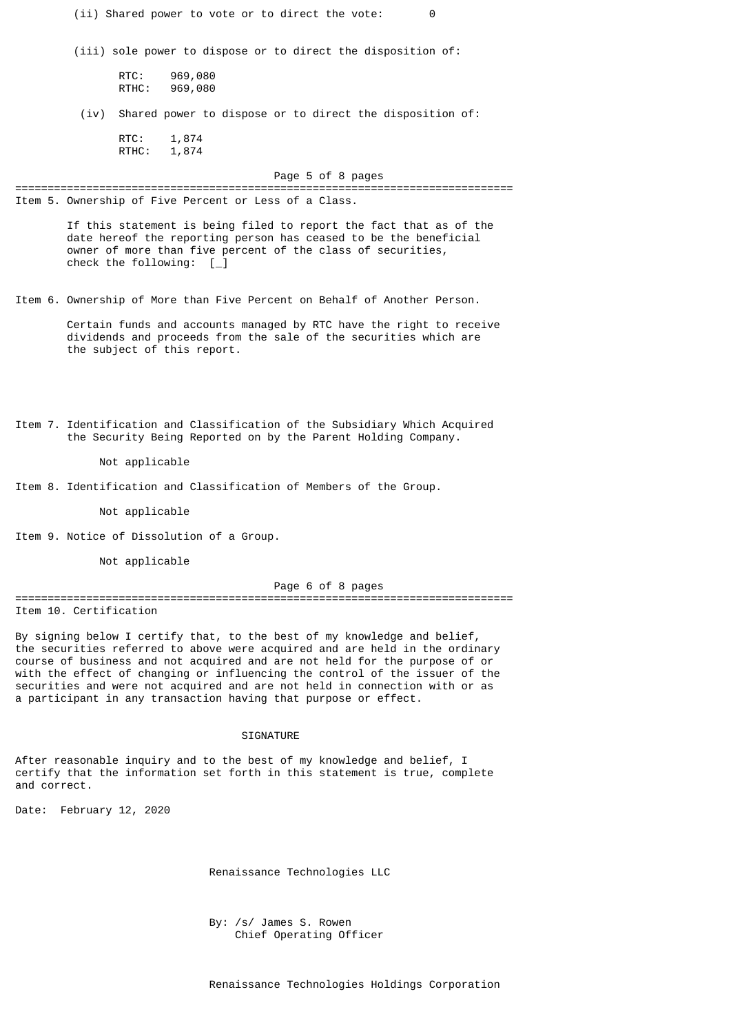(ii) Shared power to vote or to direct the vote: 0

(iii) sole power to dispose or to direct the disposition of:

RTC: 969,080
RTHC: 969,080

(iv) Shared power to dispose or to direct the disposition of:

RTC: 1,874
RTHC: 1,874

## Item 5. Ownership of Five Percent or Less of a Class.

If this statement is being filed to report the fact that as of the date hereof the reporting person has ceased to be the beneficial owner of more than five percent of the class of securities, check the following: [_]

## Item 6. Ownership of More than Five Percent on Behalf of Another Person.

Certain funds and accounts managed by RTC have the right to receive dividends and proceeds from the sale of the securities which are the subject of this report.

## Item 7. Identification and Classification of the Subsidiary Which Acquired the Security Being Reported on by the Parent Holding Company.

Not applicable

## Item 8. Identification and Classification of Members of the Group.

Not applicable

## Item 9. Notice of Dissolution of a Group.

Not applicable

## Item 10. Certification

By signing below I certify that, to the best of my knowledge and belief, the securities referred to above were acquired and are held in the ordinary course of business and not acquired and are not held for the purpose of or with the effect of changing or influencing the control of the issuer of the securities and were not acquired and are not held in connection with or as a participant in any transaction having that purpose or effect.

### SIGNATURE

After reasonable inquiry and to the best of my knowledge and belief, I certify that the information set forth in this statement is true, complete and correct.

Date: February 12, 2020

Renaissance Technologies LLC

By: /s/ James S. Rowen
Chief Operating Officer

Renaissance Technologies Holdings Corporation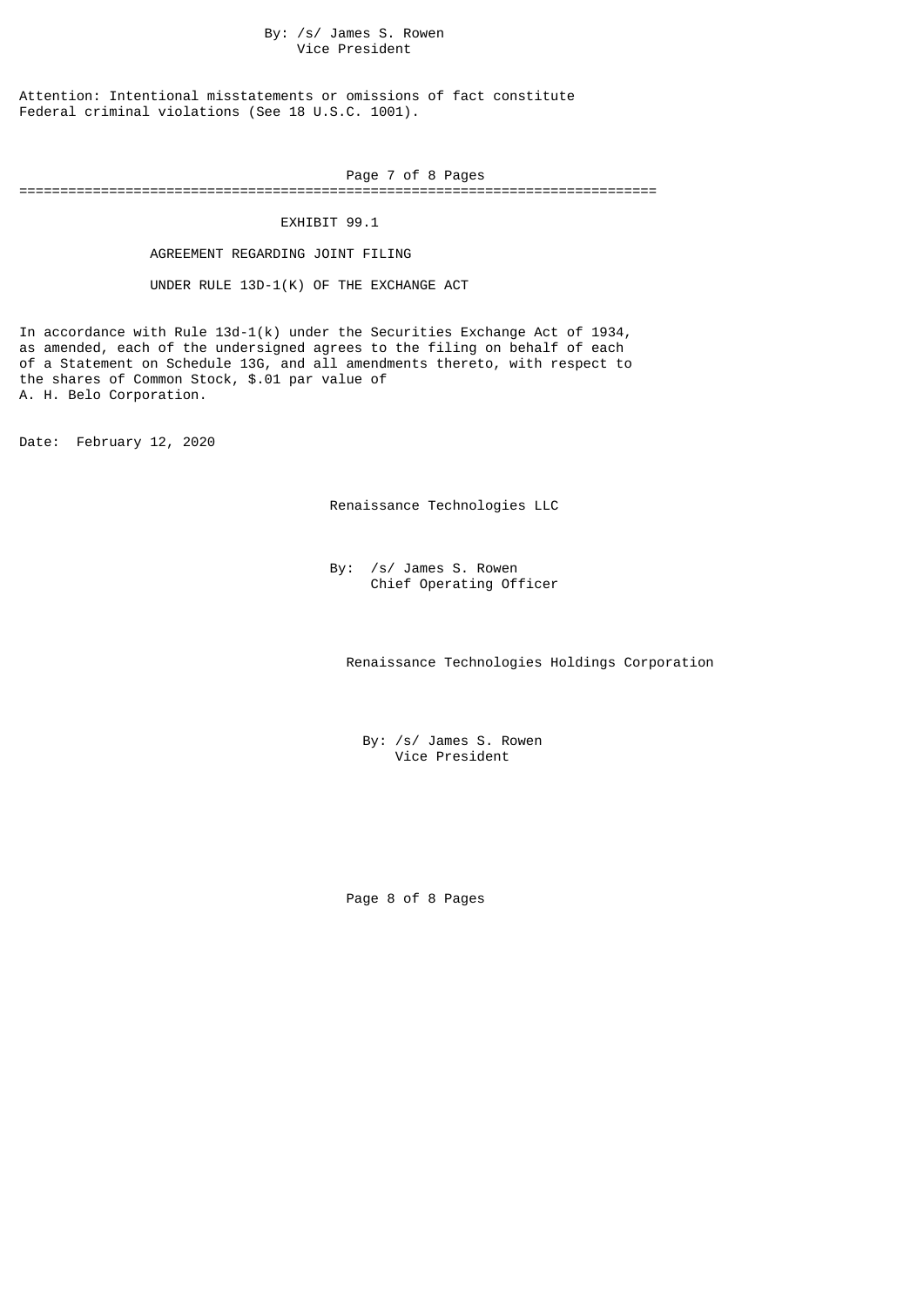By: /s/ James S. Rowen
Vice President

Attention: Intentional misstatements or omissions of fact constitute Federal criminal violations (See 18 U.S.C. 1001).

---

EXHIBIT 99.1

AGREEMENT REGARDING JOINT FILING

UNDER RULE 13D-1(K) OF THE EXCHANGE ACT

In accordance with Rule 13d-1(k) under the Securities Exchange Act of 1934, as amended, each of the undersigned agrees to the filing on behalf of each of a Statement on Schedule 13G, and all amendments thereto, with respect to the shares of Common Stock, $.01 par value of A. H. Belo Corporation.

Date: February 12, 2020

Renaissance Technologies LLC

By: /s/ James S. Rowen
Chief Operating Officer

Renaissance Technologies Holdings Corporation

By: /s/ James S. Rowen
Vice President